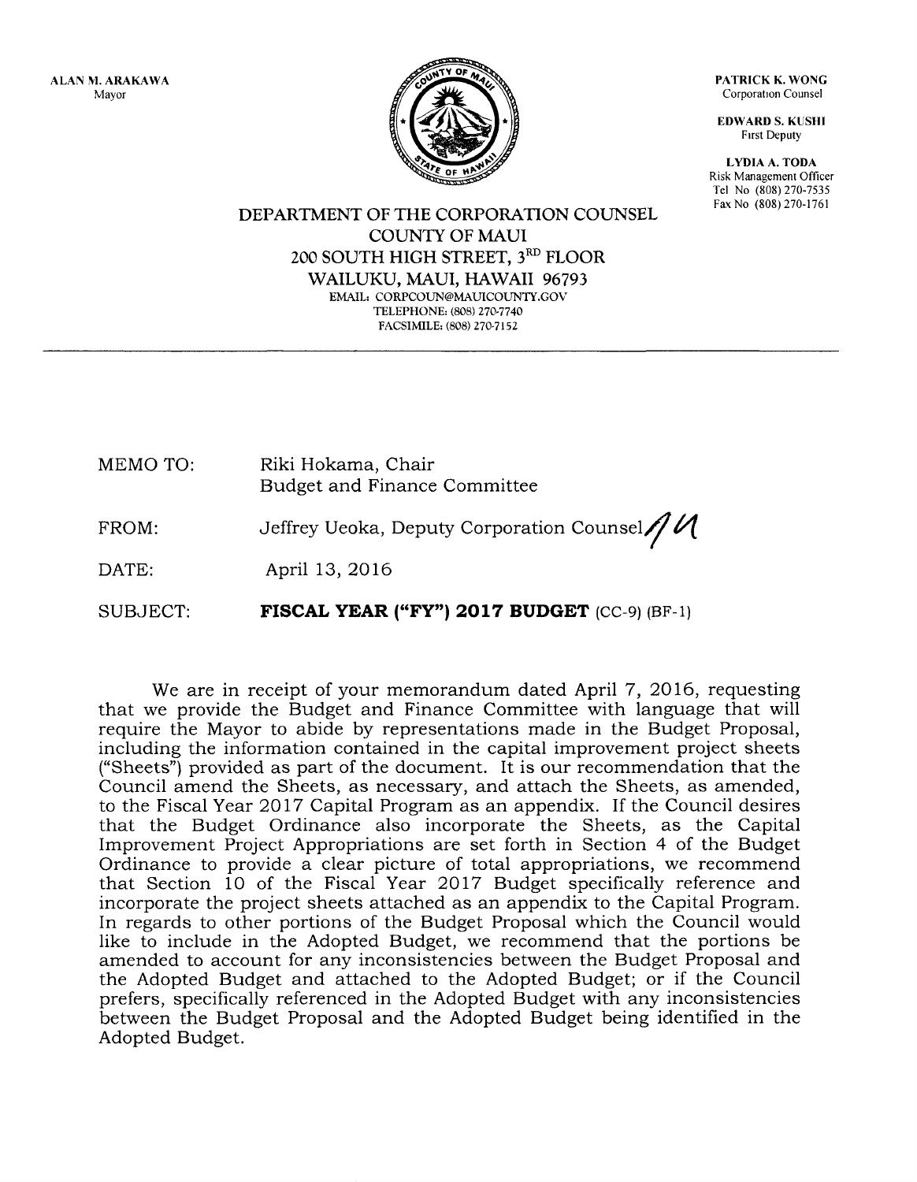ALAN M. ARAKAWA
Mayor

PATRICK K. WONG
Corporation Counsel

EDWARD S. KUSHI
First Deputy

LYDIA A. TODA
Risk Management Officer
Tel No (808) 270-7535
Fax No (808) 270-1761

# DEPARTMENT OF THE CORPORATION COUNSEL
## COUNTY OF MAUI
## 200 SOUTH HIGH STREET, 3RD FLOOR
## WAILUKU, MAUI, HAWAII 96793

EMAIL: CORPCOUN@MAUICOUNTY.GOV
TELEPHONE: (808) 270-7740
FACSIMILE: (808) 270-7152

---

| | |
|---|---|
| MEMO TO: | Riki Hokama, Chair<br>Budget and Finance Committee |
| FROM: | Jeffrey Ueoka, Deputy Corporation Counsel |
| DATE: | April 13, 2016 |
| SUBJECT: | **FISCAL YEAR ("FY") 2017 BUDGET** (CC-9) (BF-1) |

We are in receipt of your memorandum dated April 7, 2016, requesting that we provide the Budget and Finance Committee with language that will require the Mayor to abide by representations made in the Budget Proposal, including the information contained in the capital improvement project sheets ("Sheets") provided as part of the document. It is our recommendation that the Council amend the Sheets, as necessary, and attach the Sheets, as amended, to the Fiscal Year 2017 Capital Program as an appendix. If the Council desires that the Budget Ordinance also incorporate the Sheets, as the Capital Improvement Project Appropriations are set forth in Section 4 of the Budget Ordinance to provide a clear picture of total appropriations, we recommend that Section 10 of the Fiscal Year 2017 Budget specifically reference and incorporate the project sheets attached as an appendix to the Capital Program. In regards to other portions of the Budget Proposal which the Council would like to include in the Adopted Budget, we recommend that the portions be amended to account for any inconsistencies between the Budget Proposal and the Adopted Budget and attached to the Adopted Budget; or if the Council prefers, specifically referenced in the Adopted Budget with any inconsistencies between the Budget Proposal and the Adopted Budget being identified in the Adopted Budget.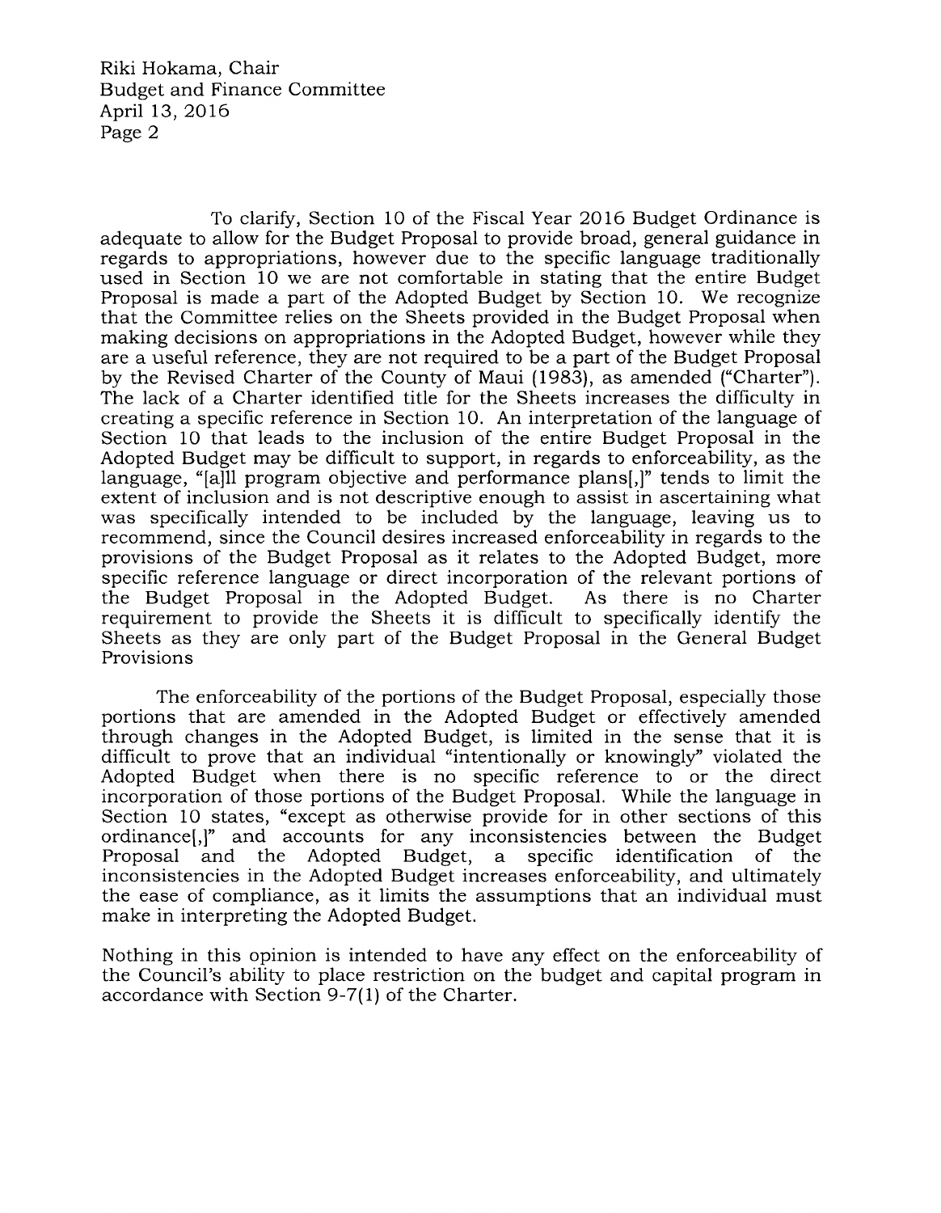To clarify, Section 10 of the Fiscal Year 2016 Budget Ordinance is adequate to allow for the Budget Proposal to provide broad, general guidance in regards to appropriations, however due to the specific language traditionally used in Section 10 we are not comfortable in stating that the entire Budget Proposal is made a part of the Adopted Budget by Section 10. We recognize that the Committee relies on the Sheets provided in the Budget Proposal when making decisions on appropriations in the Adopted Budget, however while they are a useful reference, they are not required to be a part of the Budget Proposal by the Revised Charter of the County of Maui (1983), as amended ("Charter"). The lack of a Charter identified title for the Sheets increases the difficulty in creating a specific reference in Section 10. An interpretation of the language of Section 10 that leads to the inclusion of the entire Budget Proposal in the Adopted Budget may be difficult to support, in regards to enforceability, as the language, "[a]ll program objective and performance plans[,]" tends to limit the extent of inclusion and is not descriptive enough to assist in ascertaining what was specifically intended to be included by the language, leaving us to recommend, since the Council desires increased enforceability in regards to the provisions of the Budget Proposal as it relates to the Adopted Budget, more specific reference language or direct incorporation of the relevant portions of the Budget Proposal in the Adopted Budget. As there is no Charter requirement to provide the Sheets it is difficult to specifically identify the Sheets as they are only part of the Budget Proposal in the General Budget Provisions

The enforceability of the portions of the Budget Proposal, especially those portions that are amended in the Adopted Budget or effectively amended through changes in the Adopted Budget, is limited in the sense that it is difficult to prove that an individual "intentionally or knowingly" violated the Adopted Budget when there is no specific reference to or the direct incorporation of those portions of the Budget Proposal. While the language in Section 10 states, "except as otherwise provide for in other sections of this ordinance[,]" and accounts for any inconsistencies between the Budget Proposal and the Adopted Budget, a specific identification of the inconsistencies in the Adopted Budget increases enforceability, and ultimately the ease of compliance, as it limits the assumptions that an individual must make in interpreting the Adopted Budget.

Nothing in this opinion is intended to have any effect on the enforceability of the Council's ability to place restriction on the budget and capital program in accordance with Section 9-7(1) of the Charter.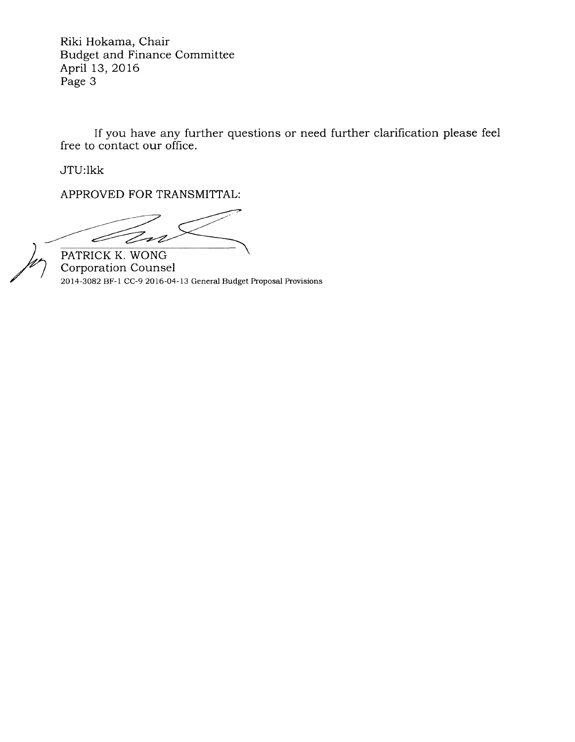Riki Hokama, Chair
Budget and Finance Committee
April 13, 2016
Page 3

If you have any further questions or need further clarification please feel free to contact our office.

JTU:lkk

APPROVED FOR TRANSMITTAL:

PATRICK K. WONG
Corporation Counsel

2014-3082 BF-1 CC-9 2016-04-13 General Budget Proposal Provisions